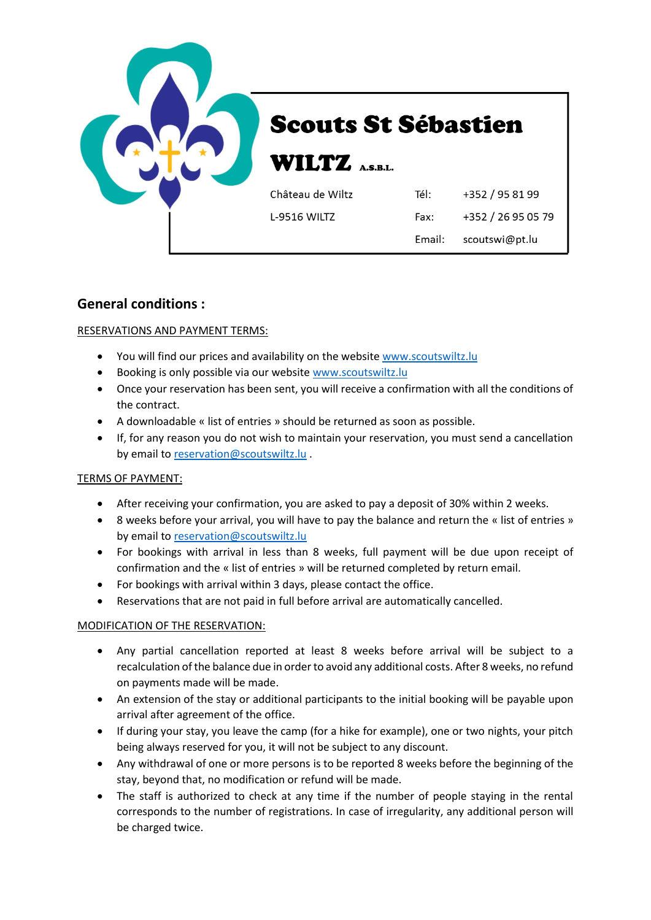# Scouts St Sébastien WILTZ A.S.B.L.

| | | |
|---|---|---|
| Château de Wiltz | Tél: | +352 / 95 81 99 |
| L-9516 WILTZ | Fax: | +352 / 26 95 05 79 |
| | Email: | scoutswi@pt.lu |

## General conditions :

RESERVATIONS AND PAYMENT TERMS:

- You will find our prices and availability on the website www.scoutswiltz.lu
- Booking is only possible via our website www.scoutswiltz.lu
- Once your reservation has been sent, you will receive a confirmation with all the conditions of the contract.
- A downloadable « list of entries » should be returned as soon as possible.
- If, for any reason you do not wish to maintain your reservation, you must send a cancellation by email to reservation@scoutswiltz.lu .

TERMS OF PAYMENT:

- After receiving your confirmation, you are asked to pay a deposit of 30% within 2 weeks.
- 8 weeks before your arrival, you will have to pay the balance and return the « list of entries » by email to reservation@scoutswiltz.lu
- For bookings with arrival in less than 8 weeks, full payment will be due upon receipt of confirmation and the « list of entries » will be returned completed by return email.
- For bookings with arrival within 3 days, please contact the office.
- Reservations that are not paid in full before arrival are automatically cancelled.

MODIFICATION OF THE RESERVATION:

- Any partial cancellation reported at least 8 weeks before arrival will be subject to a recalculation of the balance due in order to avoid any additional costs. After 8 weeks, no refund on payments made will be made.
- An extension of the stay or additional participants to the initial booking will be payable upon arrival after agreement of the office.
- If during your stay, you leave the camp (for a hike for example), one or two nights, your pitch being always reserved for you, it will not be subject to any discount.
- Any withdrawal of one or more persons is to be reported 8 weeks before the beginning of the stay, beyond that, no modification or refund will be made.
- The staff is authorized to check at any time if the number of people staying in the rental corresponds to the number of registrations. In case of irregularity, any additional person will be charged twice.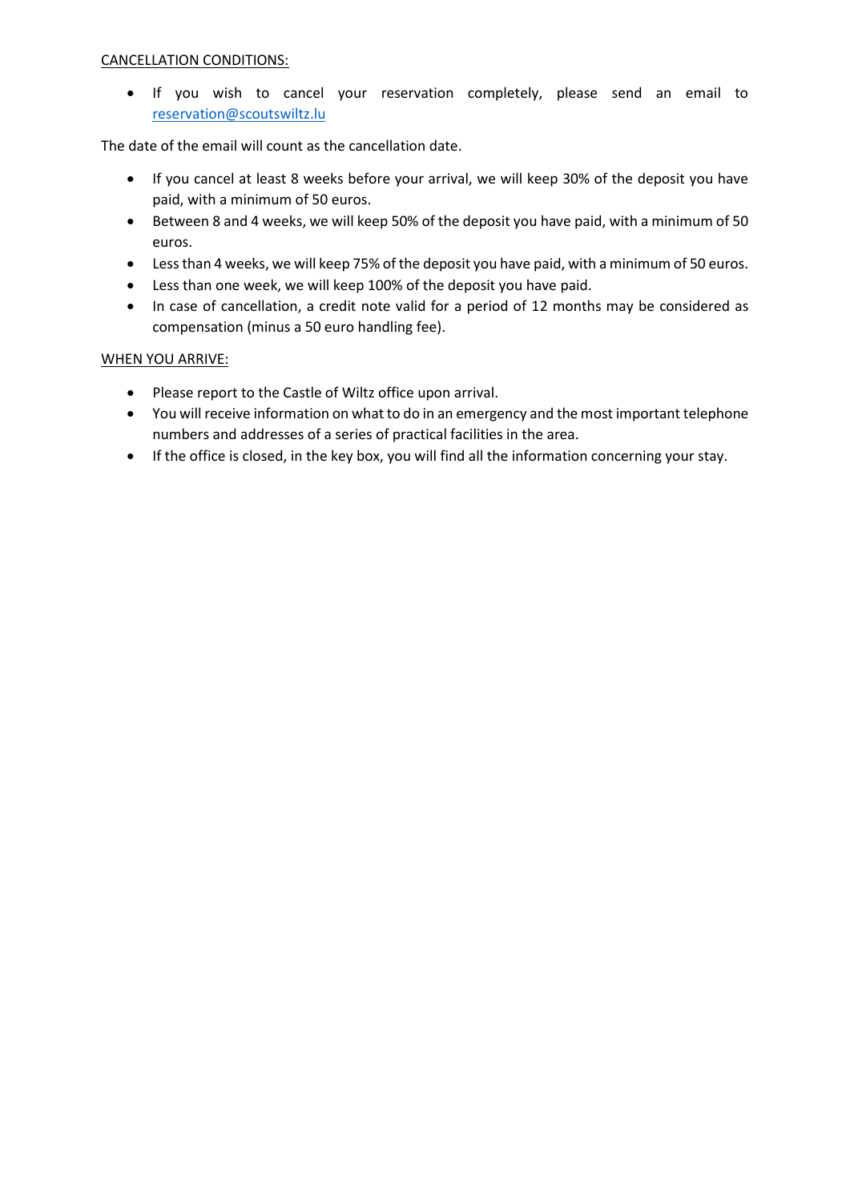CANCELLATION CONDITIONS:

- If you wish to cancel your reservation completely, please send an email to [reservation@scoutswiltz.lu](mailto:reservation@scoutswiltz.lu)

The date of the email will count as the cancellation date.

- If you cancel at least 8 weeks before your arrival, we will keep 30% of the deposit you have paid, with a minimum of 50 euros.
- Between 8 and 4 weeks, we will keep 50% of the deposit you have paid, with a minimum of 50 euros.
- Less than 4 weeks, we will keep 75% of the deposit you have paid, with a minimum of 50 euros.
- Less than one week, we will keep 100% of the deposit you have paid.
- In case of cancellation, a credit note valid for a period of 12 months may be considered as compensation (minus a 50 euro handling fee).

WHEN YOU ARRIVE:

- Please report to the Castle of Wiltz office upon arrival.
- You will receive information on what to do in an emergency and the most important telephone numbers and addresses of a series of practical facilities in the area.
- If the office is closed, in the key box, you will find all the information concerning your stay.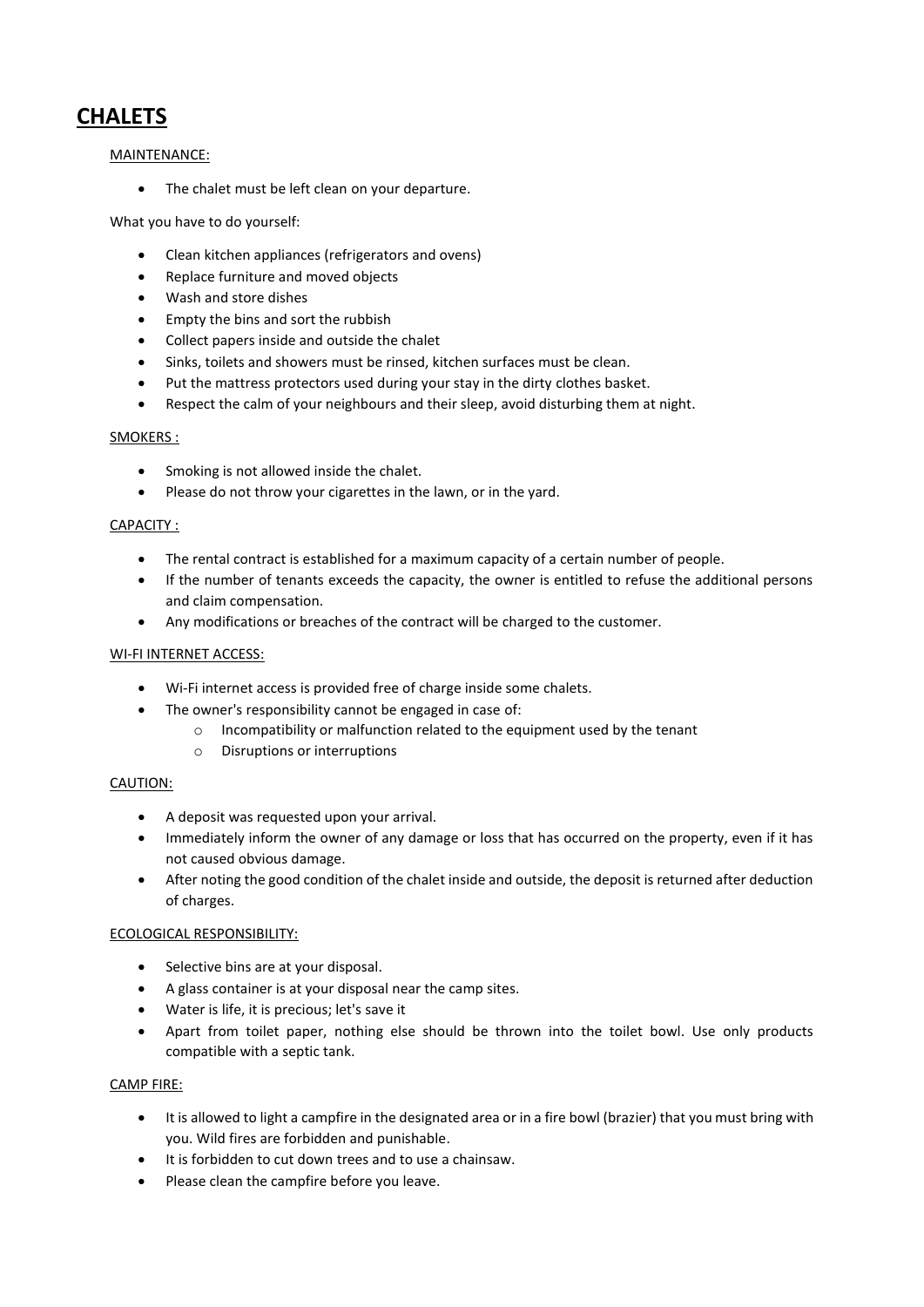# CHALETS

MAINTENANCE:

- The chalet must be left clean on your departure.

What you have to do yourself:

- Clean kitchen appliances (refrigerators and ovens)
- Replace furniture and moved objects
- Wash and store dishes
- Empty the bins and sort the rubbish
- Collect papers inside and outside the chalet
- Sinks, toilets and showers must be rinsed, kitchen surfaces must be clean.
- Put the mattress protectors used during your stay in the dirty clothes basket.
- Respect the calm of your neighbours and their sleep, avoid disturbing them at night.

SMOKERS :

- Smoking is not allowed inside the chalet.
- Please do not throw your cigarettes in the lawn, or in the yard.

CAPACITY :

- The rental contract is established for a maximum capacity of a certain number of people.
- If the number of tenants exceeds the capacity, the owner is entitled to refuse the additional persons and claim compensation.
- Any modifications or breaches of the contract will be charged to the customer.

WI-FI INTERNET ACCESS:

- Wi-Fi internet access is provided free of charge inside some chalets.
- The owner's responsibility cannot be engaged in case of:
  - Incompatibility or malfunction related to the equipment used by the tenant
  - Disruptions or interruptions

CAUTION:

- A deposit was requested upon your arrival.
- Immediately inform the owner of any damage or loss that has occurred on the property, even if it has not caused obvious damage.
- After noting the good condition of the chalet inside and outside, the deposit is returned after deduction of charges.

ECOLOGICAL RESPONSIBILITY:

- Selective bins are at your disposal.
- A glass container is at your disposal near the camp sites.
- Water is life, it is precious; let's save it
- Apart from toilet paper, nothing else should be thrown into the toilet bowl. Use only products compatible with a septic tank.

CAMP FIRE:

- It is allowed to light a campfire in the designated area or in a fire bowl (brazier) that you must bring with you. Wild fires are forbidden and punishable.
- It is forbidden to cut down trees and to use a chainsaw.
- Please clean the campfire before you leave.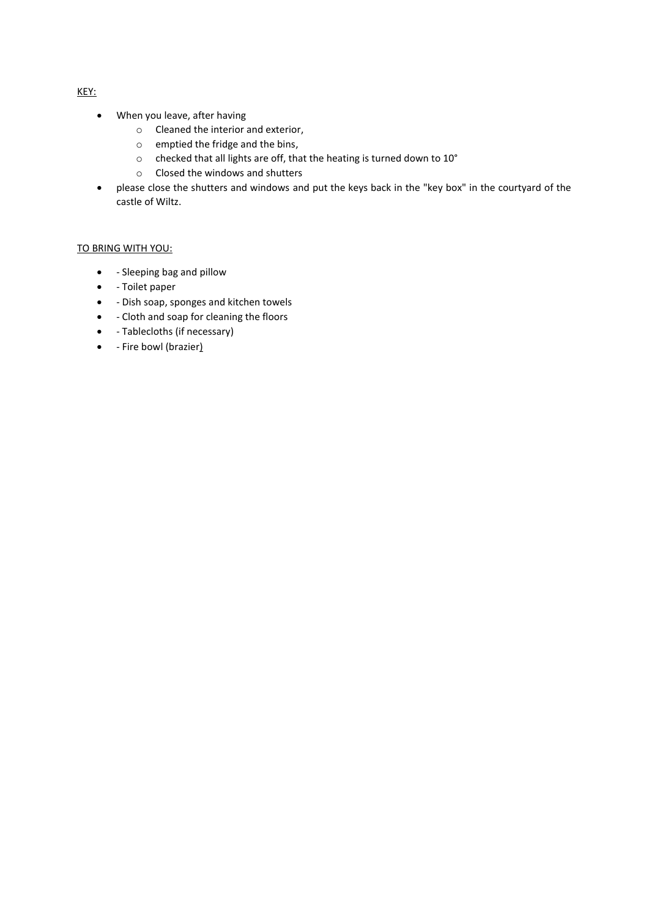KEY:

- When you leave, after having
  - Cleaned the interior and exterior,
  - emptied the fridge and the bins,
  - checked that all lights are off, that the heating is turned down to 10°
  - Closed the windows and shutters
- please close the shutters and windows and put the keys back in the "key box" in the courtyard of the castle of Wiltz.

TO BRING WITH YOU:

- - Sleeping bag and pillow
- - Toilet paper
- - Dish soap, sponges and kitchen towels
- - Cloth and soap for cleaning the floors
- - Tablecloths (if necessary)
- - Fire bowl (brazier)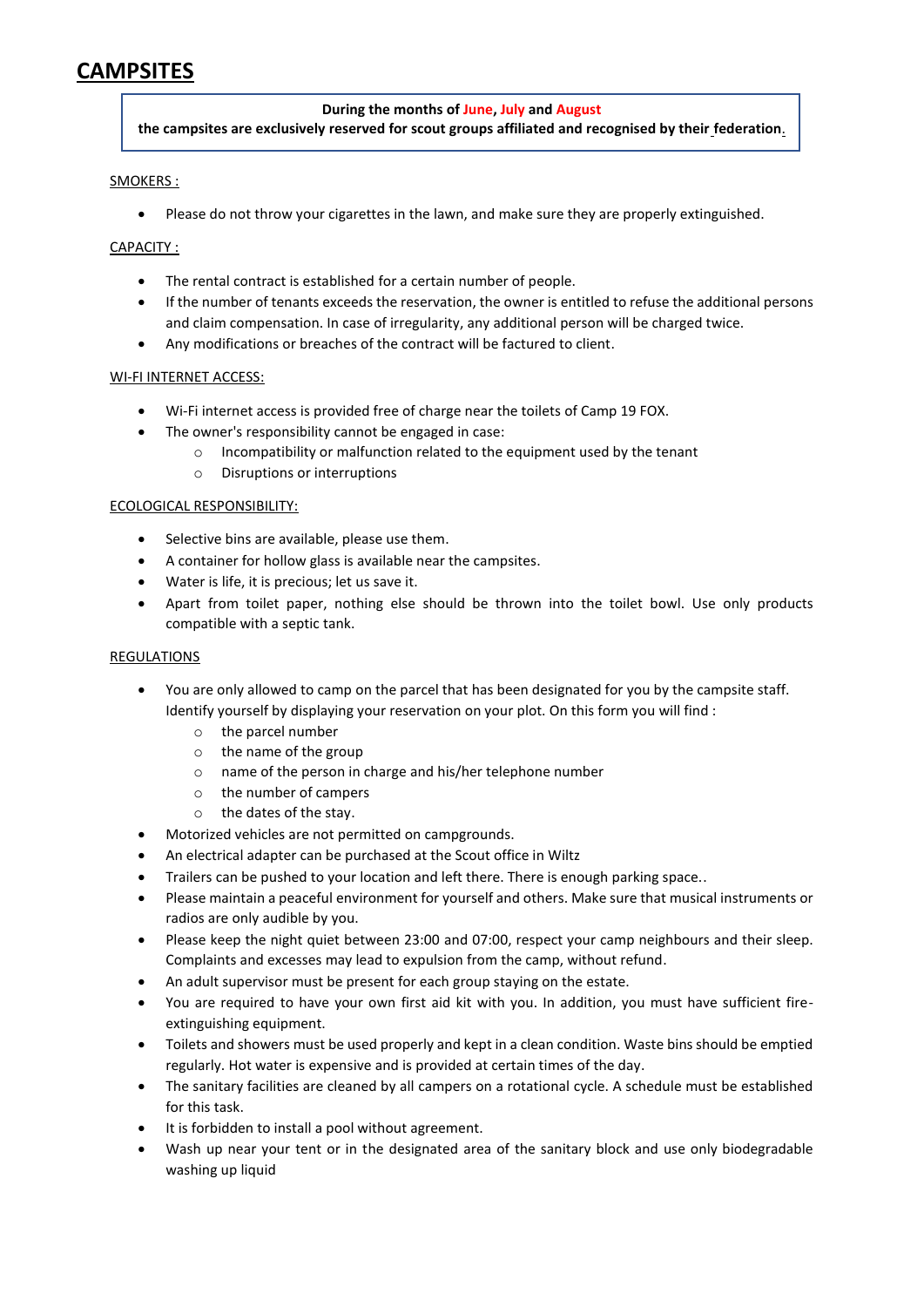# CAMPSITES

> **During the months of June, July and August**
> **the campsites are exclusively reserved for scout groups affiliated and recognised by their federation.**

SMOKERS :

- Please do not throw your cigarettes in the lawn, and make sure they are properly extinguished.

CAPACITY :

- The rental contract is established for a certain number of people.
- If the number of tenants exceeds the reservation, the owner is entitled to refuse the additional persons and claim compensation. In case of irregularity, any additional person will be charged twice.
- Any modifications or breaches of the contract will be factured to client.

WI-FI INTERNET ACCESS:

- Wi-Fi internet access is provided free of charge near the toilets of Camp 19 FOX.
- The owner's responsibility cannot be engaged in case:
    - Incompatibility or malfunction related to the equipment used by the tenant
    - Disruptions or interruptions

ECOLOGICAL RESPONSIBILITY:

- Selective bins are available, please use them.
- A container for hollow glass is available near the campsites.
- Water is life, it is precious; let us save it.
- Apart from toilet paper, nothing else should be thrown into the toilet bowl. Use only products compatible with a septic tank.

REGULATIONS

- You are only allowed to camp on the parcel that has been designated for you by the campsite staff. Identify yourself by displaying your reservation on your plot. On this form you will find :
    - the parcel number
    - the name of the group
    - name of the person in charge and his/her telephone number
    - the number of campers
    - the dates of the stay.
- Motorized vehicles are not permitted on campgrounds.
- An electrical adapter can be purchased at the Scout office in Wiltz
- Trailers can be pushed to your location and left there. There is enough parking space..
- Please maintain a peaceful environment for yourself and others. Make sure that musical instruments or radios are only audible by you.
- Please keep the night quiet between 23:00 and 07:00, respect your camp neighbours and their sleep. Complaints and excesses may lead to expulsion from the camp, without refund.
- An adult supervisor must be present for each group staying on the estate.
- You are required to have your own first aid kit with you. In addition, you must have sufficient fire-extinguishing equipment.
- Toilets and showers must be used properly and kept in a clean condition. Waste bins should be emptied regularly. Hot water is expensive and is provided at certain times of the day.
- The sanitary facilities are cleaned by all campers on a rotational cycle. A schedule must be established for this task.
- It is forbidden to install a pool without agreement.
- Wash up near your tent or in the designated area of the sanitary block and use only biodegradable washing up liquid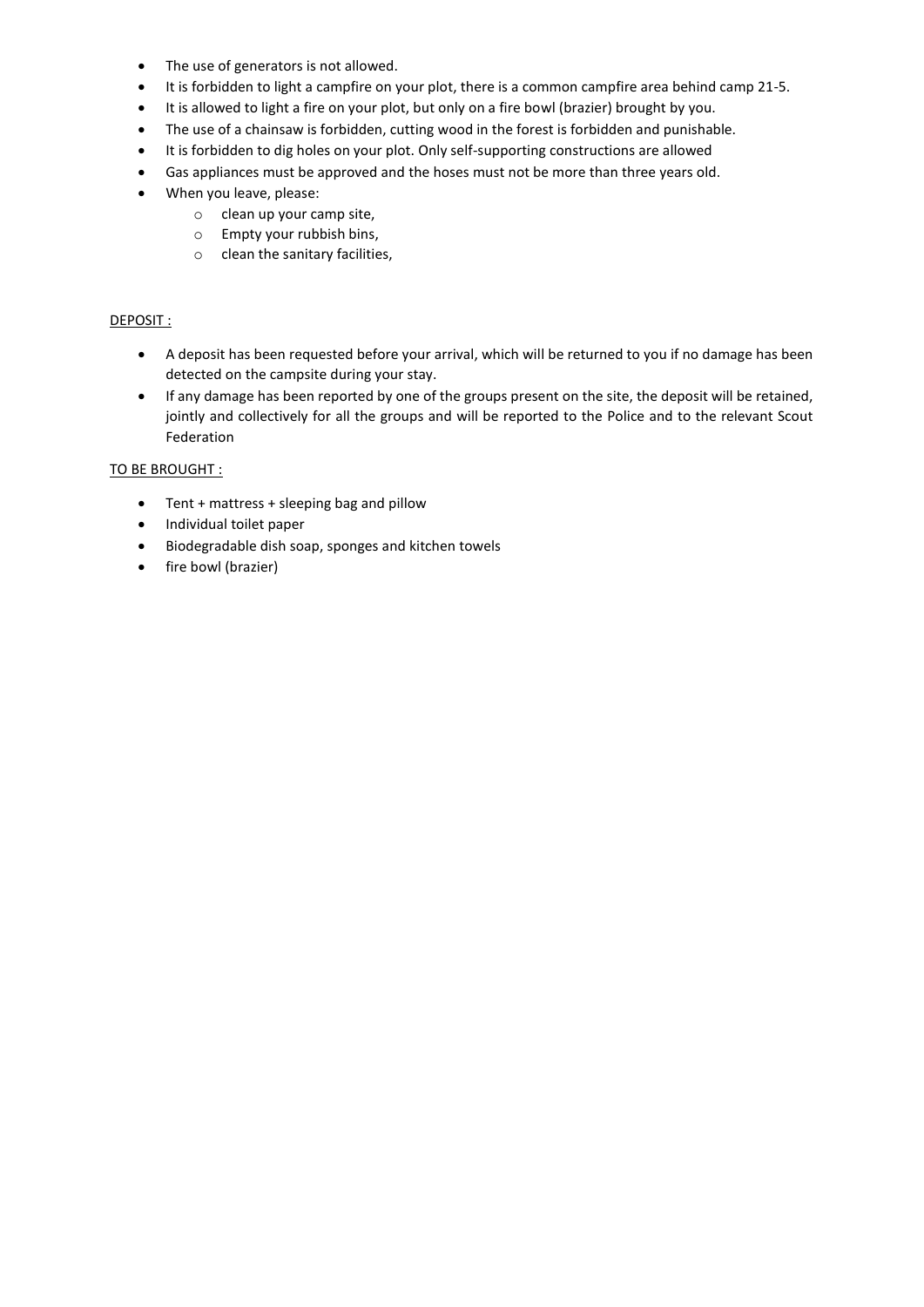- The use of generators is not allowed.
- It is forbidden to light a campfire on your plot, there is a common campfire area behind camp 21-5.
- It is allowed to light a fire on your plot, but only on a fire bowl (brazier) brought by you.
- The use of a chainsaw is forbidden, cutting wood in the forest is forbidden and punishable.
- It is forbidden to dig holes on your plot. Only self-supporting constructions are allowed
- Gas appliances must be approved and the hoses must not be more than three years old.
- When you leave, please:
    - clean up your camp site,
    - Empty your rubbish bins,
    - clean the sanitary facilities,

<u>DEPOSIT :</u>

- A deposit has been requested before your arrival, which will be returned to you if no damage has been detected on the campsite during your stay.
- If any damage has been reported by one of the groups present on the site, the deposit will be retained, jointly and collectively for all the groups and will be reported to the Police and to the relevant Scout Federation

<u>TO BE BROUGHT :</u>

- Tent + mattress + sleeping bag and pillow
- Individual toilet paper
- Biodegradable dish soap, sponges and kitchen towels
- fire bowl (brazier)